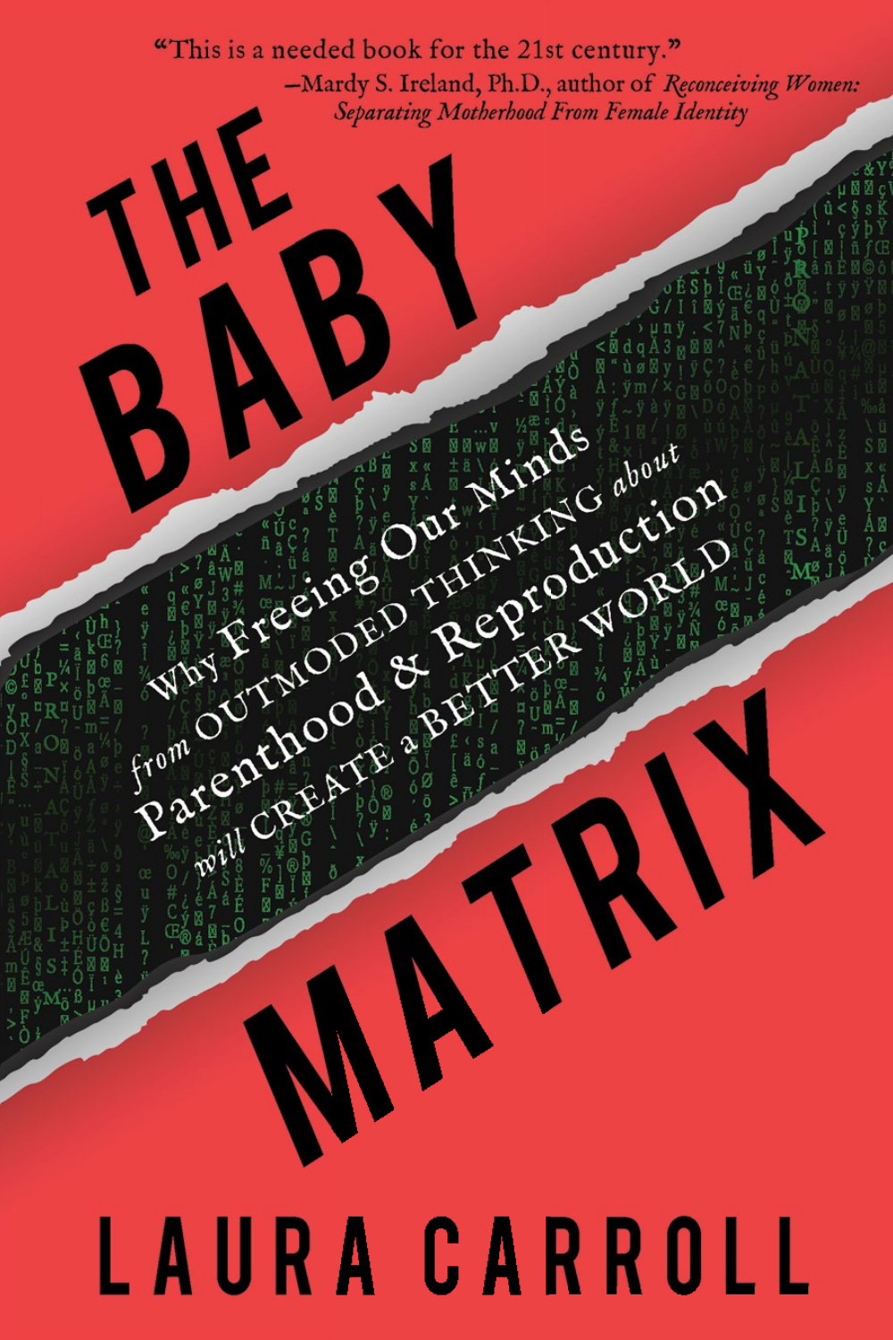"This is a needed book for the 21st century."

—Mardy S. Ireland, Ph.D., author of *Reconceiving Women: Separating Motherhood From Female Identity*

# THE BABY MATRIX

## Why Freeing Our Minds from OUTMODED THINKING about Parenthood & Reproduction will CREATE a BETTER WORLD

LAURA CARROLL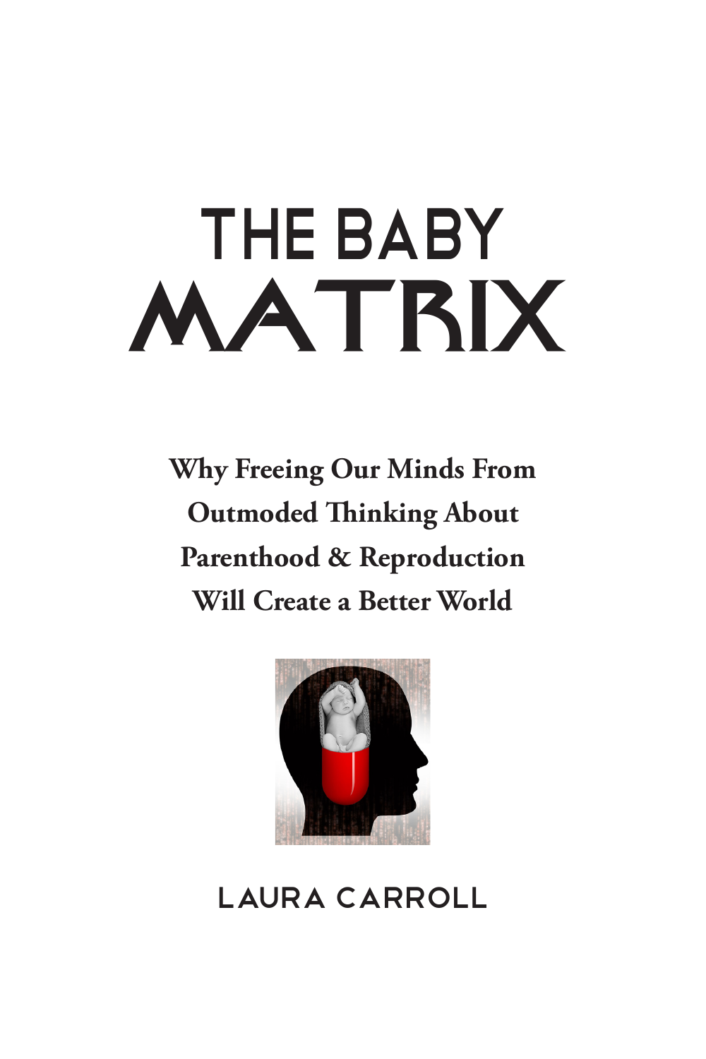# THE BABY MATRIX

**Why Freeing Our Minds From Outmoded Thinking About Parenthood & Reproduction Will Create a Better World**

LAURA CARROLL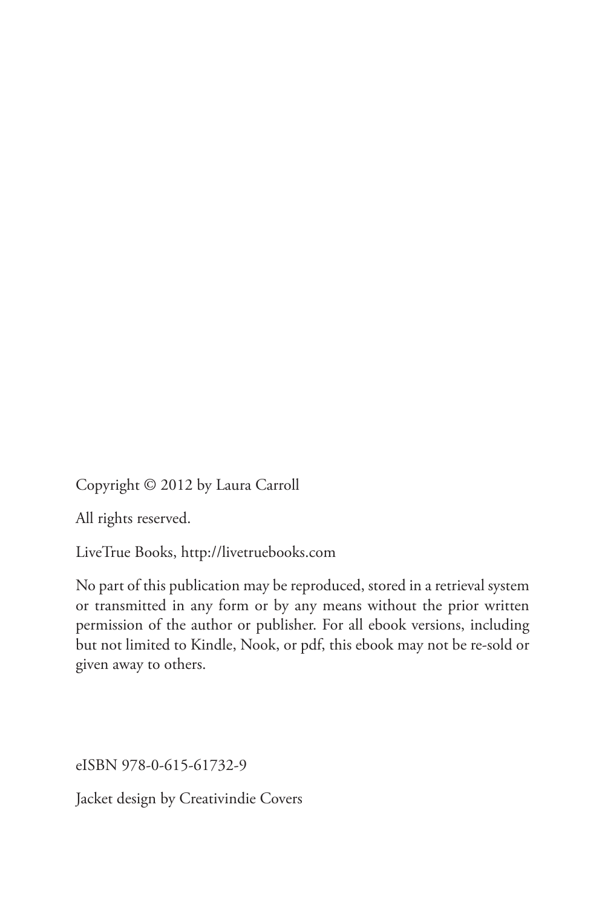Copyright © 2012 by Laura Carroll

All rights reserved.

LiveTrue Books, http://livetruebooks.com

No part of this publication may be reproduced, stored in a retrieval system or transmitted in any form or by any means without the prior written permission of the author or publisher. For all ebook versions, including but not limited to Kindle, Nook, or pdf, this ebook may not be re-sold or given away to others.

eISBN 978-0-615-61732-9

Jacket design by Creativindie Covers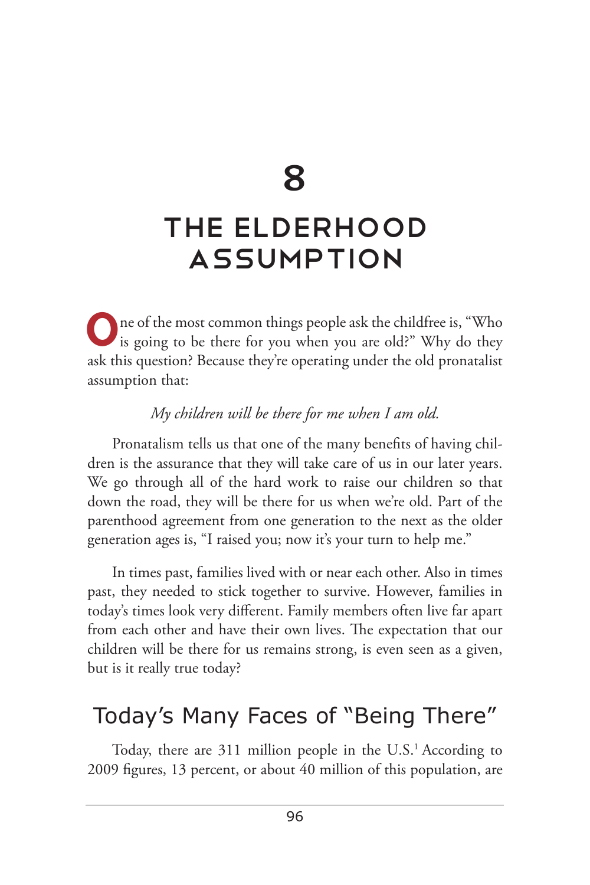# 8

# THE ELDERHOOD ASSUMPTION

One of the most common things people ask the childfree is, "Who is going to be there for you when you are old?" Why do they ask this question? Because they're operating under the old pronatalist assumption that:

*My children will be there for me when I am old.*

Pronatalism tells us that one of the many benefits of having children is the assurance that they will take care of us in our later years. We go through all of the hard work to raise our children so that down the road, they will be there for us when we're old. Part of the parenthood agreement from one generation to the next as the older generation ages is, "I raised you; now it's your turn to help me."

In times past, families lived with or near each other. Also in times past, they needed to stick together to survive. However, families in today's times look very different. Family members often live far apart from each other and have their own lives. The expectation that our children will be there for us remains strong, is even seen as a given, but is it really true today?

## Today's Many Faces of "Being There"

Today, there are 311 million people in the U.S.[1] According to 2009 figures, 13 percent, or about 40 million of this population, are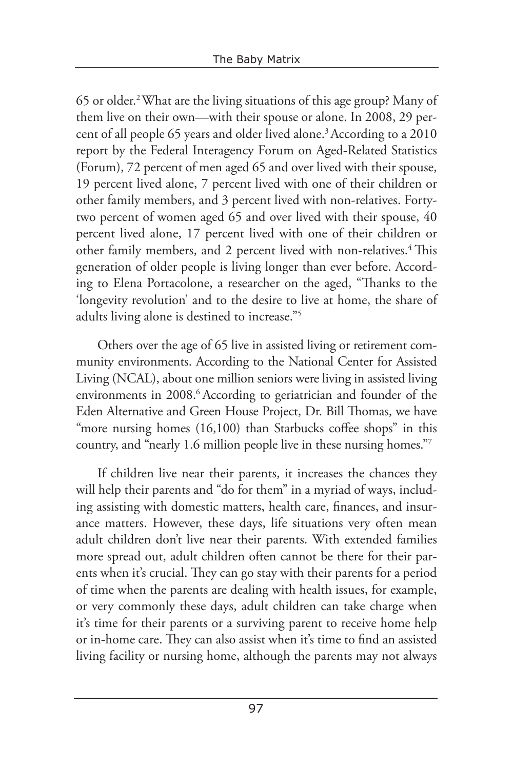65 or older.[2] What are the living situations of this age group? Many of them live on their own—with their spouse or alone. In 2008, 29 percent of all people 65 years and older lived alone.[3] According to a 2010 report by the Federal Interagency Forum on Aged-Related Statistics (Forum), 72 percent of men aged 65 and over lived with their spouse, 19 percent lived alone, 7 percent lived with one of their children or other family members, and 3 percent lived with non-relatives. Forty-two percent of women aged 65 and over lived with their spouse, 40 percent lived alone, 17 percent lived with one of their children or other family members, and 2 percent lived with non-relatives.[4] This generation of older people is living longer than ever before. According to Elena Portacolone, a researcher on the aged, "Thanks to the 'longevity revolution' and to the desire to live at home, the share of adults living alone is destined to increase."[5]

Others over the age of 65 live in assisted living or retirement community environments. According to the National Center for Assisted Living (NCAL), about one million seniors were living in assisted living environments in 2008.[6] According to geriatrician and founder of the Eden Alternative and Green House Project, Dr. Bill Thomas, we have "more nursing homes (16,100) than Starbucks coffee shops" in this country, and "nearly 1.6 million people live in these nursing homes."[7]

If children live near their parents, it increases the chances they will help their parents and "do for them" in a myriad of ways, including assisting with domestic matters, health care, finances, and insurance matters. However, these days, life situations very often mean adult children don't live near their parents. With extended families more spread out, adult children often cannot be there for their parents when it's crucial. They can go stay with their parents for a period of time when the parents are dealing with health issues, for example, or very commonly these days, adult children can take charge when it's time for their parents or a surviving parent to receive home help or in-home care. They can also assist when it's time to find an assisted living facility or nursing home, although the parents may not always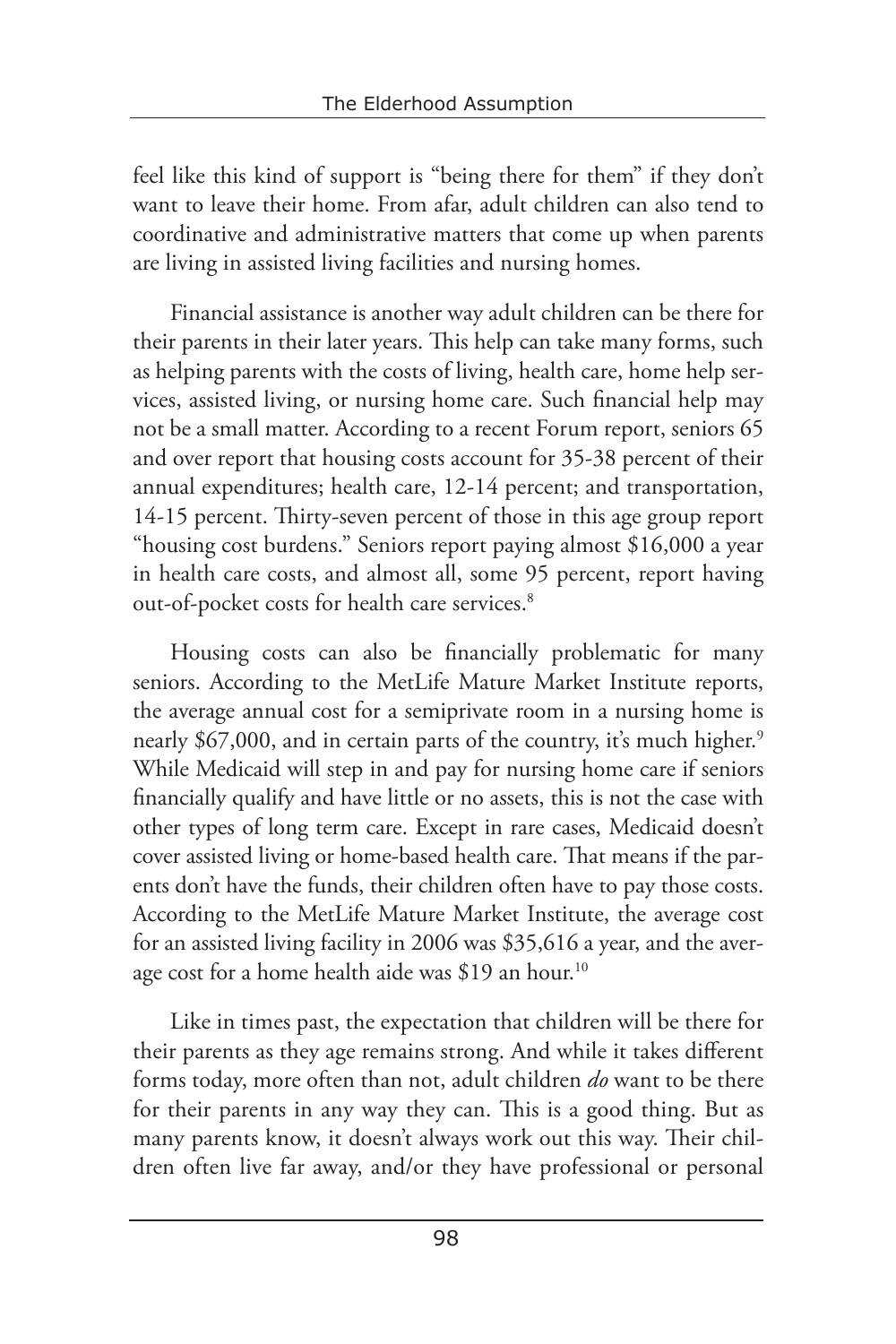feel like this kind of support is "being there for them" if they don't want to leave their home. From afar, adult children can also tend to coordinative and administrative matters that come up when parents are living in assisted living facilities and nursing homes.

Financial assistance is another way adult children can be there for their parents in their later years. This help can take many forms, such as helping parents with the costs of living, health care, home help services, assisted living, or nursing home care. Such financial help may not be a small matter. According to a recent Forum report, seniors 65 and over report that housing costs account for 35-38 percent of their annual expenditures; health care, 12-14 percent; and transportation, 14-15 percent. Thirty-seven percent of those in this age group report "housing cost burdens." Seniors report paying almost $16,000 a year in health care costs, and almost all, some 95 percent, report having out-of-pocket costs for health care services.[8]

Housing costs can also be financially problematic for many seniors. According to the MetLife Mature Market Institute reports, the average annual cost for a semiprivate room in a nursing home is nearly $67,000, and in certain parts of the country, it's much higher.[9] While Medicaid will step in and pay for nursing home care if seniors financially qualify and have little or no assets, this is not the case with other types of long term care. Except in rare cases, Medicaid doesn't cover assisted living or home-based health care. That means if the parents don't have the funds, their children often have to pay those costs. According to the MetLife Mature Market Institute, the average cost for an assisted living facility in 2006 was $35,616 a year, and the average cost for a home health aide was $19 an hour.[10]

Like in times past, the expectation that children will be there for their parents as they age remains strong. And while it takes different forms today, more often than not, adult children *do* want to be there for their parents in any way they can. This is a good thing. But as many parents know, it doesn't always work out this way. Their children often live far away, and/or they have professional or personal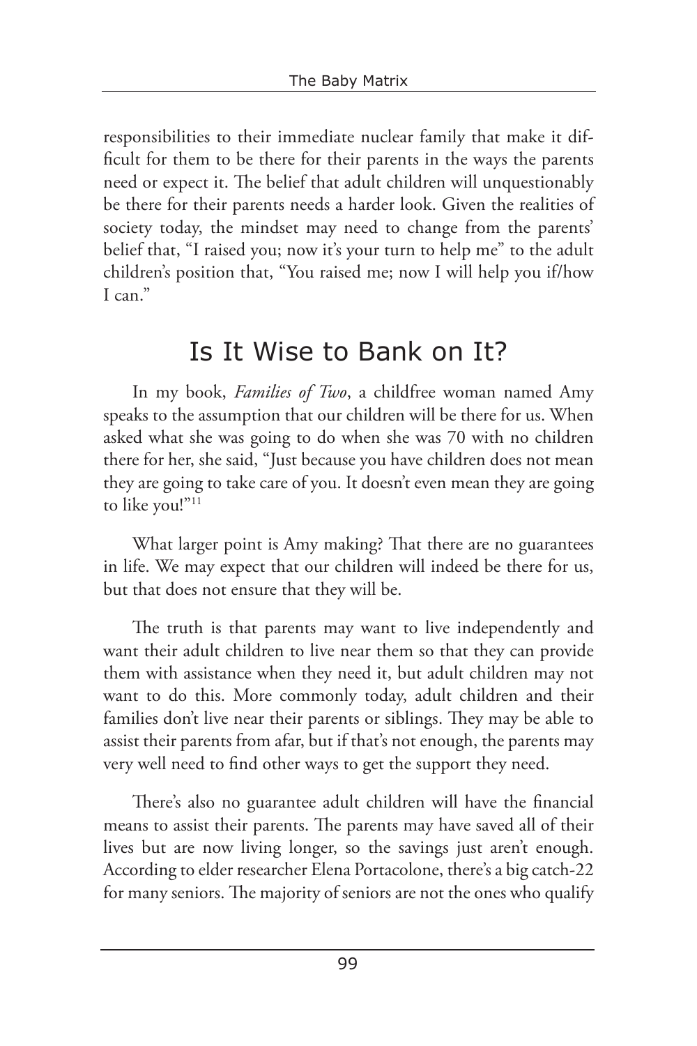responsibilities to their immediate nuclear family that make it difficult for them to be there for their parents in the ways the parents need or expect it. The belief that adult children will unquestionably be there for their parents needs a harder look. Given the realities of society today, the mindset may need to change from the parents' belief that, "I raised you; now it's your turn to help me" to the adult children's position that, "You raised me; now I will help you if/how I can."

## Is It Wise to Bank on It?

In my book, *Families of Two*, a childfree woman named Amy speaks to the assumption that our children will be there for us. When asked what she was going to do when she was 70 with no children there for her, she said, "Just because you have children does not mean they are going to take care of you. It doesn't even mean they are going to like you!"[11]

What larger point is Amy making? That there are no guarantees in life. We may expect that our children will indeed be there for us, but that does not ensure that they will be.

The truth is that parents may want to live independently and want their adult children to live near them so that they can provide them with assistance when they need it, but adult children may not want to do this. More commonly today, adult children and their families don't live near their parents or siblings. They may be able to assist their parents from afar, but if that's not enough, the parents may very well need to find other ways to get the support they need.

There's also no guarantee adult children will have the financial means to assist their parents. The parents may have saved all of their lives but are now living longer, so the savings just aren't enough. According to elder researcher Elena Portacolone, there's a big catch-22 for many seniors. The majority of seniors are not the ones who qualify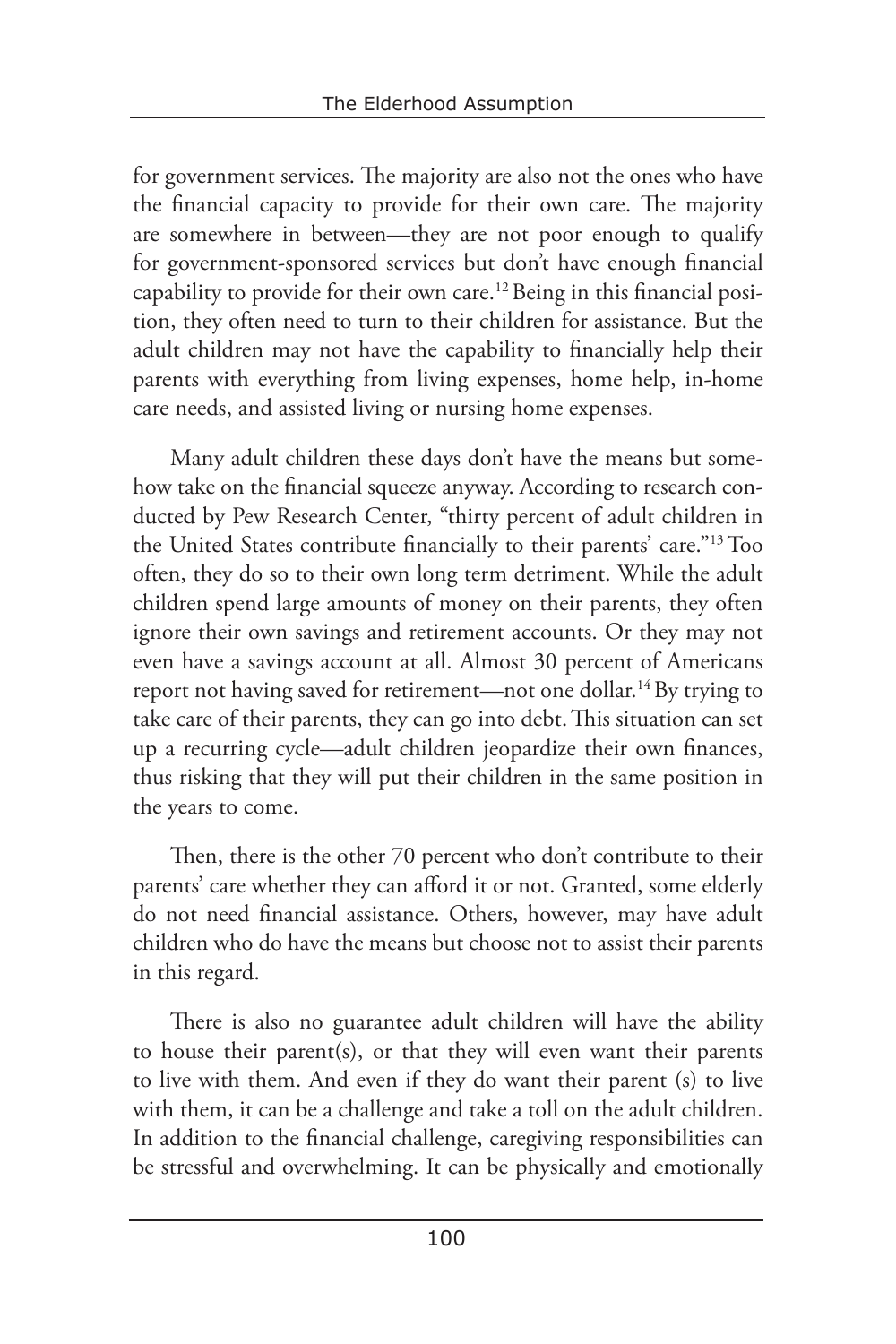for government services. The majority are also not the ones who have the financial capacity to provide for their own care. The majority are somewhere in between—they are not poor enough to qualify for government-sponsored services but don't have enough financial capability to provide for their own care.[12] Being in this financial position, they often need to turn to their children for assistance. But the adult children may not have the capability to financially help their parents with everything from living expenses, home help, in-home care needs, and assisted living or nursing home expenses.

Many adult children these days don't have the means but somehow take on the financial squeeze anyway. According to research conducted by Pew Research Center, "thirty percent of adult children in the United States contribute financially to their parents' care."[13] Too often, they do so to their own long term detriment. While the adult children spend large amounts of money on their parents, they often ignore their own savings and retirement accounts. Or they may not even have a savings account at all. Almost 30 percent of Americans report not having saved for retirement—not one dollar.[14] By trying to take care of their parents, they can go into debt. This situation can set up a recurring cycle—adult children jeopardize their own finances, thus risking that they will put their children in the same position in the years to come.

Then, there is the other 70 percent who don't contribute to their parents' care whether they can afford it or not. Granted, some elderly do not need financial assistance. Others, however, may have adult children who do have the means but choose not to assist their parents in this regard.

There is also no guarantee adult children will have the ability to house their parent(s), or that they will even want their parents to live with them. And even if they do want their parent (s) to live with them, it can be a challenge and take a toll on the adult children. In addition to the financial challenge, caregiving responsibilities can be stressful and overwhelming. It can be physically and emotionally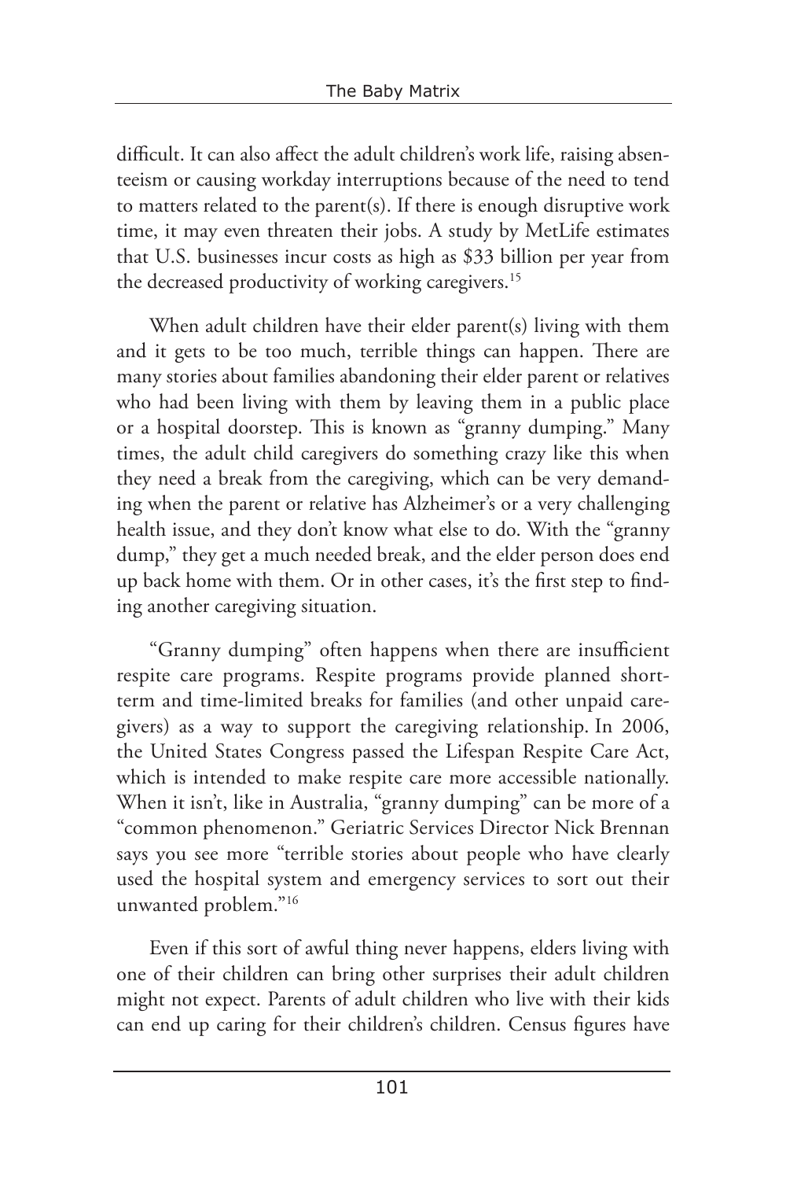difficult. It can also affect the adult children's work life, raising absenteeism or causing workday interruptions because of the need to tend to matters related to the parent(s). If there is enough disruptive work time, it may even threaten their jobs. A study by MetLife estimates that U.S. businesses incur costs as high as $33 billion per year from the decreased productivity of working caregivers.[15]

When adult children have their elder parent(s) living with them and it gets to be too much, terrible things can happen. There are many stories about families abandoning their elder parent or relatives who had been living with them by leaving them in a public place or a hospital doorstep. This is known as "granny dumping." Many times, the adult child caregivers do something crazy like this when they need a break from the caregiving, which can be very demanding when the parent or relative has Alzheimer's or a very challenging health issue, and they don't know what else to do. With the "granny dump," they get a much needed break, and the elder person does end up back home with them. Or in other cases, it's the first step to finding another caregiving situation.

"Granny dumping" often happens when there are insufficient respite care programs. Respite programs provide planned short-term and time-limited breaks for families (and other unpaid caregivers) as a way to support the caregiving relationship. In 2006, the United States Congress passed the Lifespan Respite Care Act, which is intended to make respite care more accessible nationally. When it isn't, like in Australia, "granny dumping" can be more of a "common phenomenon." Geriatric Services Director Nick Brennan says you see more "terrible stories about people who have clearly used the hospital system and emergency services to sort out their unwanted problem."[16]

Even if this sort of awful thing never happens, elders living with one of their children can bring other surprises their adult children might not expect. Parents of adult children who live with their kids can end up caring for their children's children. Census figures have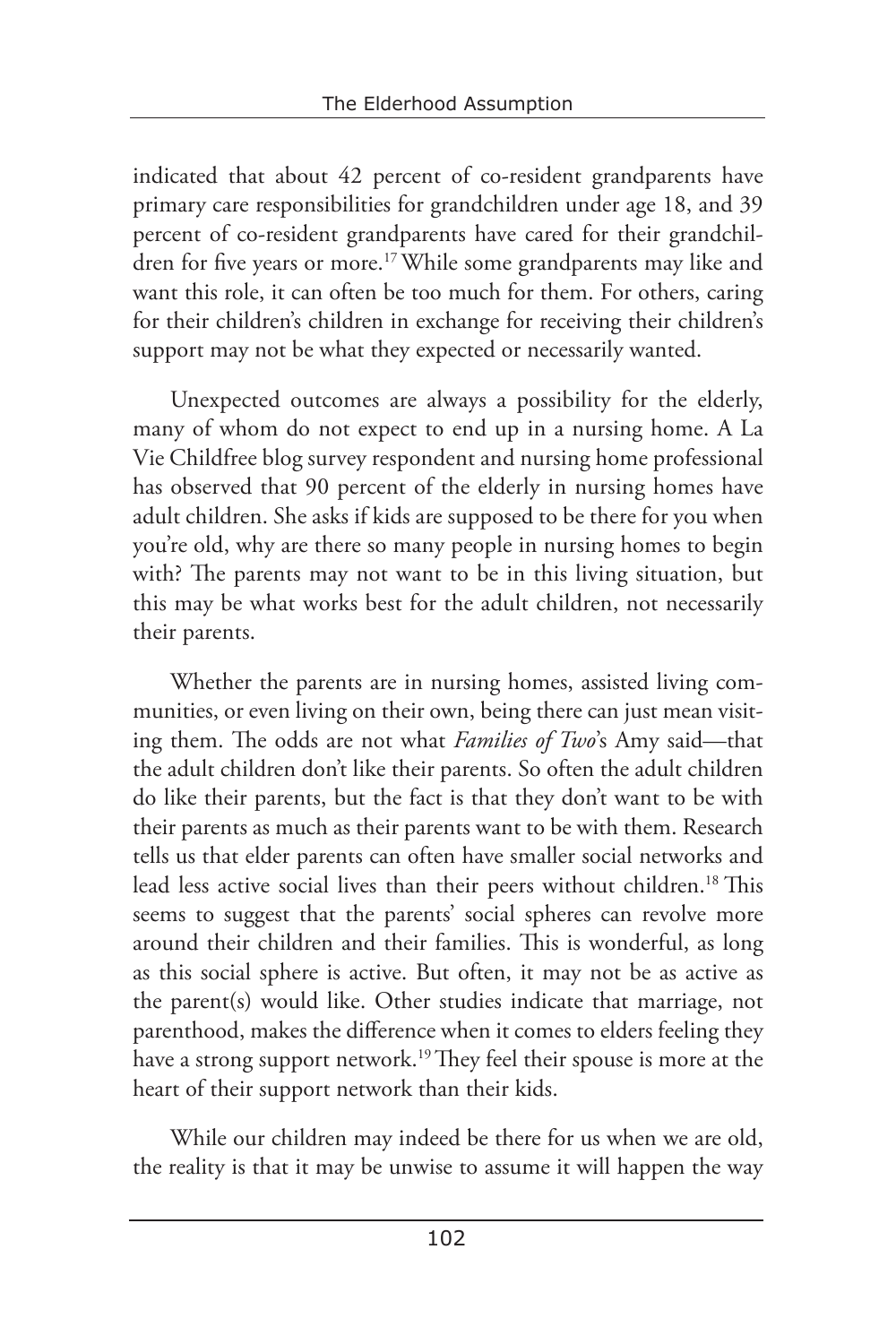indicated that about 42 percent of co-resident grandparents have primary care responsibilities for grandchildren under age 18, and 39 percent of co-resident grandparents have cared for their grandchildren for five years or more.[17] While some grandparents may like and want this role, it can often be too much for them. For others, caring for their children's children in exchange for receiving their children's support may not be what they expected or necessarily wanted.

Unexpected outcomes are always a possibility for the elderly, many of whom do not expect to end up in a nursing home. A La Vie Childfree blog survey respondent and nursing home professional has observed that 90 percent of the elderly in nursing homes have adult children. She asks if kids are supposed to be there for you when you're old, why are there so many people in nursing homes to begin with? The parents may not want to be in this living situation, but this may be what works best for the adult children, not necessarily their parents.

Whether the parents are in nursing homes, assisted living communities, or even living on their own, being there can just mean visiting them. The odds are not what *Families of Two*'s Amy said—that the adult children don't like their parents. So often the adult children do like their parents, but the fact is that they don't want to be with their parents as much as their parents want to be with them. Research tells us that elder parents can often have smaller social networks and lead less active social lives than their peers without children.[18] This seems to suggest that the parents' social spheres can revolve more around their children and their families. This is wonderful, as long as this social sphere is active. But often, it may not be as active as the parent(s) would like. Other studies indicate that marriage, not parenthood, makes the difference when it comes to elders feeling they have a strong support network.[19] They feel their spouse is more at the heart of their support network than their kids.

While our children may indeed be there for us when we are old, the reality is that it may be unwise to assume it will happen the way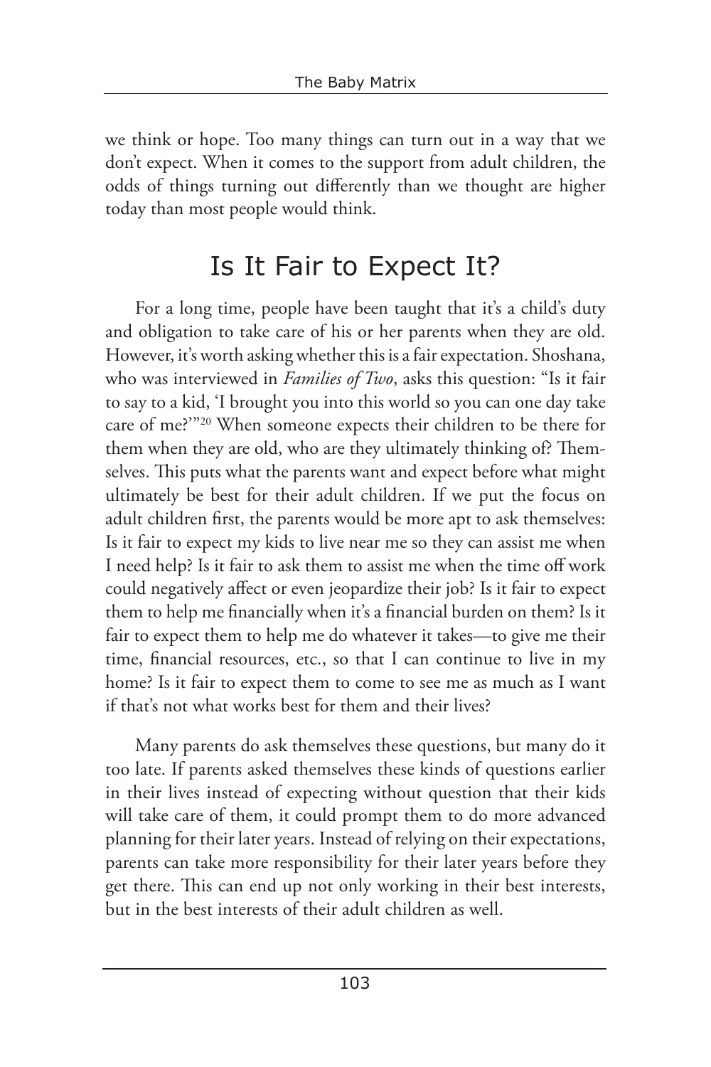we think or hope. Too many things can turn out in a way that we don't expect. When it comes to the support from adult children, the odds of things turning out differently than we thought are higher today than most people would think.

## Is It Fair to Expect It?

For a long time, people have been taught that it's a child's duty and obligation to take care of his or her parents when they are old. However, it's worth asking whether this is a fair expectation. Shoshana, who was interviewed in *Families of Two*, asks this question: "Is it fair to say to a kid, 'I brought you into this world so you can one day take care of me?'"[20] When someone expects their children to be there for them when they are old, who are they ultimately thinking of? Themselves. This puts what the parents want and expect before what might ultimately be best for their adult children. If we put the focus on adult children first, the parents would be more apt to ask themselves: Is it fair to expect my kids to live near me so they can assist me when I need help? Is it fair to ask them to assist me when the time off work could negatively affect or even jeopardize their job? Is it fair to expect them to help me financially when it's a financial burden on them? Is it fair to expect them to help me do whatever it takes—to give me their time, financial resources, etc., so that I can continue to live in my home? Is it fair to expect them to come to see me as much as I want if that's not what works best for them and their lives?

Many parents do ask themselves these questions, but many do it too late. If parents asked themselves these kinds of questions earlier in their lives instead of expecting without question that their kids will take care of them, it could prompt them to do more advanced planning for their later years. Instead of relying on their expectations, parents can take more responsibility for their later years before they get there. This can end up not only working in their best interests, but in the best interests of their adult children as well.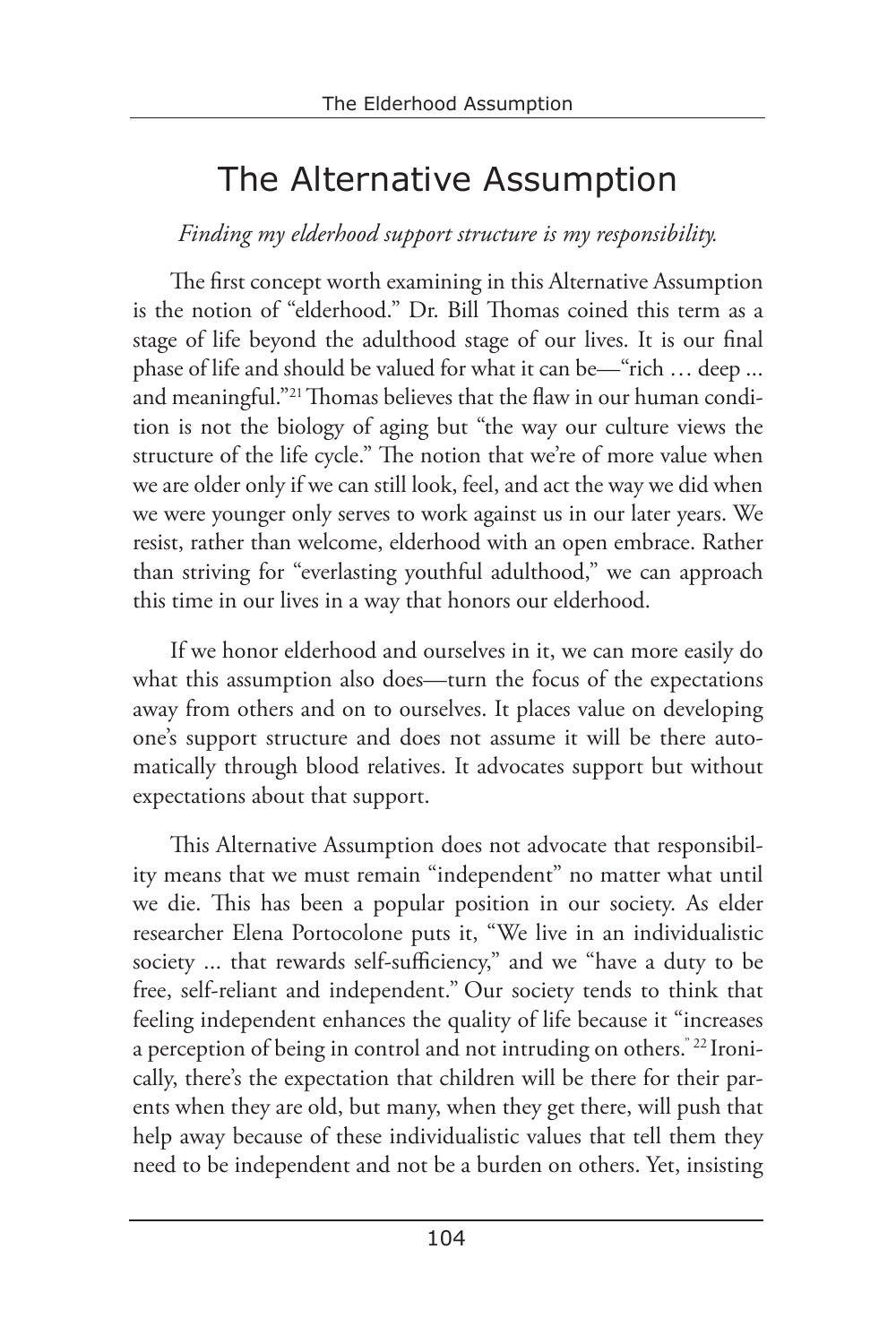## The Alternative Assumption

*Finding my elderhood support structure is my responsibility.*

The first concept worth examining in this Alternative Assumption is the notion of "elderhood." Dr. Bill Thomas coined this term as a stage of life beyond the adulthood stage of our lives. It is our final phase of life and should be valued for what it can be—"rich … deep ... and meaningful."[21] Thomas believes that the flaw in our human condition is not the biology of aging but "the way our culture views the structure of the life cycle." The notion that we're of more value when we are older only if we can still look, feel, and act the way we did when we were younger only serves to work against us in our later years. We resist, rather than welcome, elderhood with an open embrace. Rather than striving for "everlasting youthful adulthood," we can approach this time in our lives in a way that honors our elderhood.

If we honor elderhood and ourselves in it, we can more easily do what this assumption also does—turn the focus of the expectations away from others and on to ourselves. It places value on developing one's support structure and does not assume it will be there automatically through blood relatives. It advocates support but without expectations about that support.

This Alternative Assumption does not advocate that responsibility means that we must remain "independent" no matter what until we die. This has been a popular position in our society. As elder researcher Elena Portocolone puts it, "We live in an individualistic society ... that rewards self-sufficiency," and we "have a duty to be free, self-reliant and independent." Our society tends to think that feeling independent enhances the quality of life because it "increases a perception of being in control and not intruding on others."[22] Ironically, there's the expectation that children will be there for their parents when they are old, but many, when they get there, will push that help away because of these individualistic values that tell them they need to be independent and not be a burden on others. Yet, insisting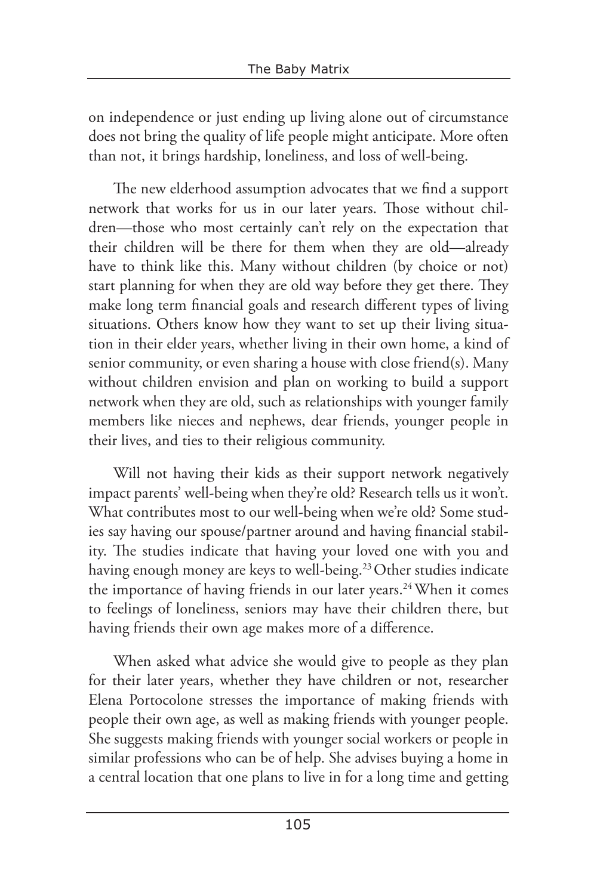on independence or just ending up living alone out of circumstance does not bring the quality of life people might anticipate. More often than not, it brings hardship, loneliness, and loss of well-being.

The new elderhood assumption advocates that we find a support network that works for us in our later years. Those without children—those who most certainly can't rely on the expectation that their children will be there for them when they are old—already have to think like this. Many without children (by choice or not) start planning for when they are old way before they get there. They make long term financial goals and research different types of living situations. Others know how they want to set up their living situation in their elder years, whether living in their own home, a kind of senior community, or even sharing a house with close friend(s). Many without children envision and plan on working to build a support network when they are old, such as relationships with younger family members like nieces and nephews, dear friends, younger people in their lives, and ties to their religious community.

Will not having their kids as their support network negatively impact parents' well-being when they're old? Research tells us it won't. What contributes most to our well-being when we're old? Some studies say having our spouse/partner around and having financial stability. The studies indicate that having your loved one with you and having enough money are keys to well-being.[23] Other studies indicate the importance of having friends in our later years.[24] When it comes to feelings of loneliness, seniors may have their children there, but having friends their own age makes more of a difference.

When asked what advice she would give to people as they plan for their later years, whether they have children or not, researcher Elena Portocolone stresses the importance of making friends with people their own age, as well as making friends with younger people. She suggests making friends with younger social workers or people in similar professions who can be of help. She advises buying a home in a central location that one plans to live in for a long time and getting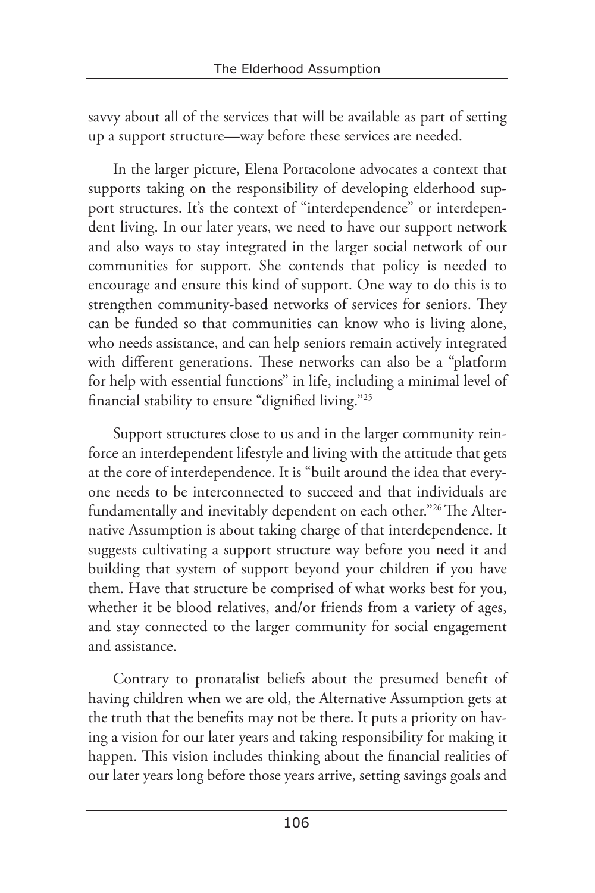savvy about all of the services that will be available as part of setting up a support structure—way before these services are needed.

In the larger picture, Elena Portacolone advocates a context that supports taking on the responsibility of developing elderhood support structures. It's the context of "interdependence" or interdependent living. In our later years, we need to have our support network and also ways to stay integrated in the larger social network of our communities for support. She contends that policy is needed to encourage and ensure this kind of support. One way to do this is to strengthen community-based networks of services for seniors. They can be funded so that communities can know who is living alone, who needs assistance, and can help seniors remain actively integrated with different generations. These networks can also be a "platform for help with essential functions" in life, including a minimal level of financial stability to ensure "dignified living."[25]

Support structures close to us and in the larger community reinforce an interdependent lifestyle and living with the attitude that gets at the core of interdependence. It is "built around the idea that everyone needs to be interconnected to succeed and that individuals are fundamentally and inevitably dependent on each other."[26] The Alternative Assumption is about taking charge of that interdependence. It suggests cultivating a support structure way before you need it and building that system of support beyond your children if you have them. Have that structure be comprised of what works best for you, whether it be blood relatives, and/or friends from a variety of ages, and stay connected to the larger community for social engagement and assistance.

Contrary to pronatalist beliefs about the presumed benefit of having children when we are old, the Alternative Assumption gets at the truth that the benefits may not be there. It puts a priority on having a vision for our later years and taking responsibility for making it happen. This vision includes thinking about the financial realities of our later years long before those years arrive, setting savings goals and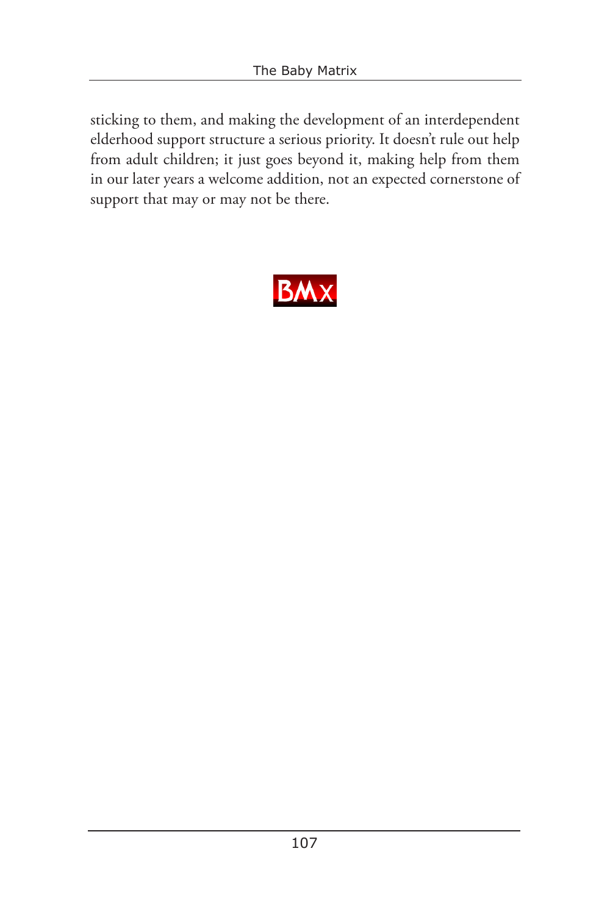sticking to them, and making the development of an interdependent elderhood support structure a serious priority. It doesn't rule out help from adult children; it just goes beyond it, making help from them in our later years a welcome addition, not an expected cornerstone of support that may or may not be there.